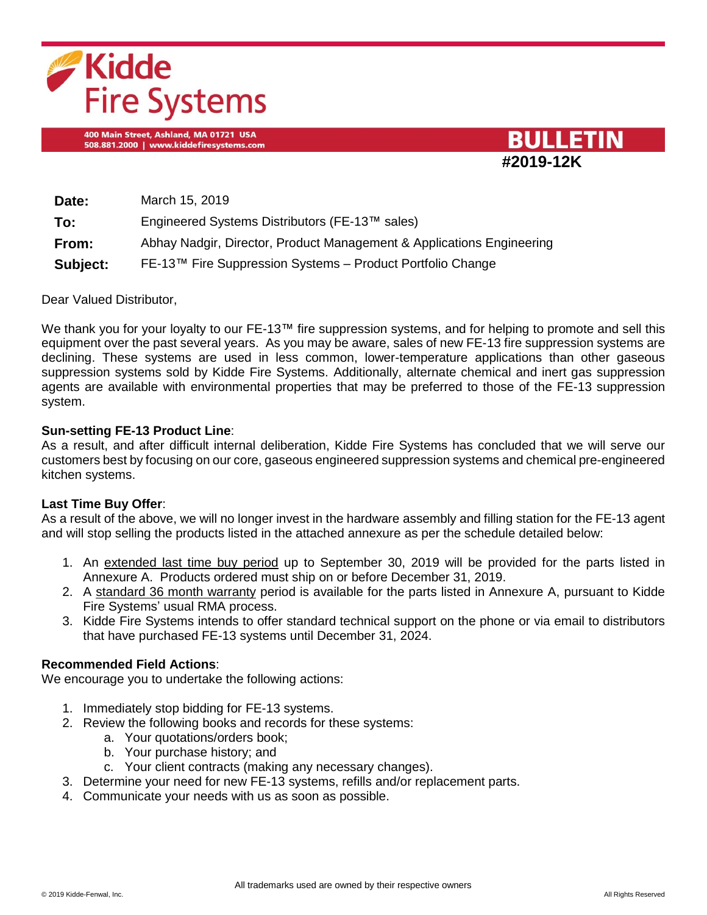# Kidde Fire Systems

400 Main Street, Ashland, MA 01721 USA
508.881.2000 | www.kiddefiresystems.com

**BULLETIN**
**#2019-12K**

| | |
|---|---|
| **Date:** | March 15, 2019 |
| **To:** | Engineered Systems Distributors (FE-13™ sales) |
| **From:** | Abhay Nadgir, Director, Product Management & Applications Engineering |
| **Subject:** | FE-13™ Fire Suppression Systems – Product Portfolio Change |

Dear Valued Distributor,

We thank you for your loyalty to our FE-13™ fire suppression systems, and for helping to promote and sell this equipment over the past several years. As you may be aware, sales of new FE-13 fire suppression systems are declining. These systems are used in less common, lower-temperature applications than other gaseous suppression systems sold by Kidde Fire Systems. Additionally, alternate chemical and inert gas suppression agents are available with environmental properties that may be preferred to those of the FE-13 suppression system.

**Sun-setting FE-13 Product Line**:
As a result, and after difficult internal deliberation, Kidde Fire Systems has concluded that we will serve our customers best by focusing on our core, gaseous engineered suppression systems and chemical pre-engineered kitchen systems.

**Last Time Buy Offer**:
As a result of the above, we will no longer invest in the hardware assembly and filling station for the FE-13 agent and will stop selling the products listed in the attached annexure as per the schedule detailed below:

1. An extended last time buy period up to September 30, 2019 will be provided for the parts listed in Annexure A. Products ordered must ship on or before December 31, 2019.
2. A standard 36 month warranty period is available for the parts listed in Annexure A, pursuant to Kidde Fire Systems' usual RMA process.
3. Kidde Fire Systems intends to offer standard technical support on the phone or via email to distributors that have purchased FE-13 systems until December 31, 2024.

**Recommended Field Actions**:
We encourage you to undertake the following actions:

1. Immediately stop bidding for FE-13 systems.
2. Review the following books and records for these systems:
   a. Your quotations/orders book;
   b. Your purchase history; and
   c. Your client contracts (making any necessary changes).
3. Determine your need for new FE-13 systems, refills and/or replacement parts.
4. Communicate your needs with us as soon as possible.

All trademarks used are owned by their respective owners

© 2019 Kidde-Fenwal, Inc. All Rights Reserved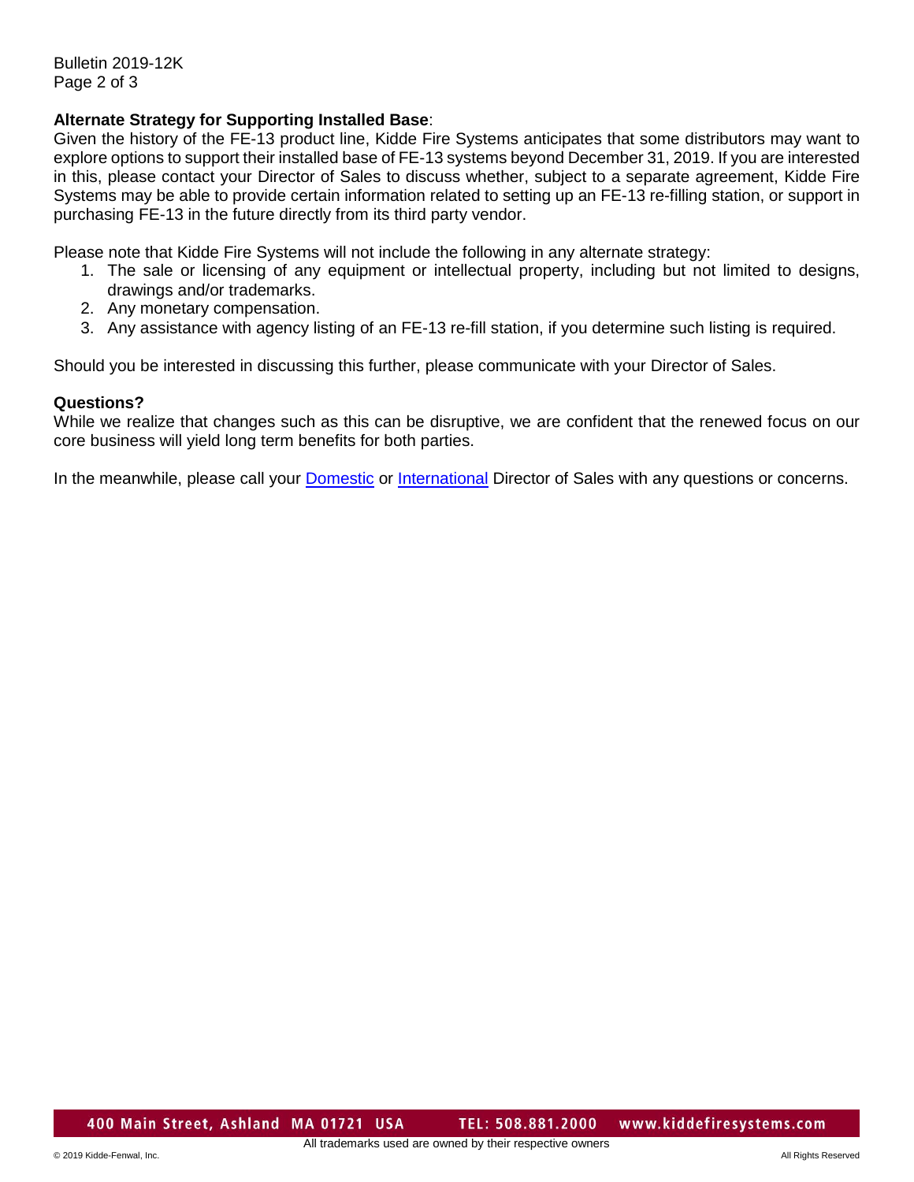**Alternate Strategy for Supporting Installed Base**:
Given the history of the FE-13 product line, Kidde Fire Systems anticipates that some distributors may want to explore options to support their installed base of FE-13 systems beyond December 31, 2019. If you are interested in this, please contact your Director of Sales to discuss whether, subject to a separate agreement, Kidde Fire Systems may be able to provide certain information related to setting up an FE-13 re-filling station, or support in purchasing FE-13 in the future directly from its third party vendor.

Please note that Kidde Fire Systems will not include the following in any alternate strategy:

1. The sale or licensing of any equipment or intellectual property, including but not limited to designs, drawings and/or trademarks.
2. Any monetary compensation.
3. Any assistance with agency listing of an FE-13 re-fill station, if you determine such listing is required.

Should you be interested in discussing this further, please communicate with your Director of Sales.

**Questions?**
While we realize that changes such as this can be disruptive, we are confident that the renewed focus on our core business will yield long term benefits for both parties.

In the meanwhile, please call your Domestic or International Director of Sales with any questions or concerns.

400 Main Street, Ashland MA 01721 USA TEL: 508.881.2000 www.kiddefiresystems.com

All trademarks used are owned by their respective owners

© 2019 Kidde-Fenwal, Inc. All Rights Reserved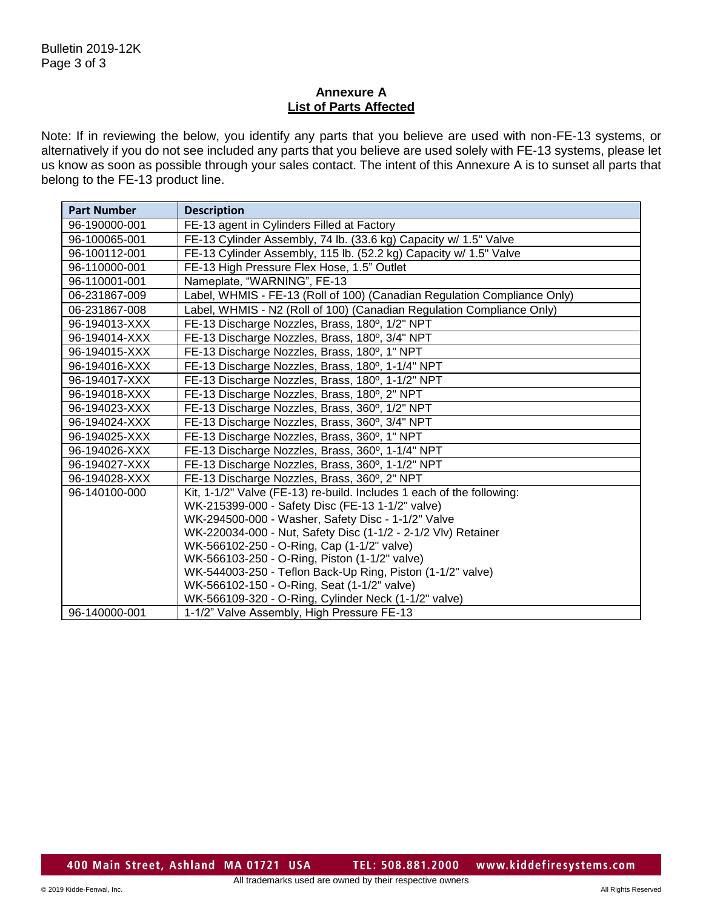## Annexure A
## List of Parts Affected

Note: If in reviewing the below, you identify any parts that you believe are used with non-FE-13 systems, or alternatively if you do not see included any parts that you believe are used solely with FE-13 systems, please let us know as soon as possible through your sales contact. The intent of this Annexure A is to sunset all parts that belong to the FE-13 product line.

| Part Number | Description |
|---|---|
| 96-190000-001 | FE-13 agent in Cylinders Filled at Factory |
| 96-100065-001 | FE-13 Cylinder Assembly, 74 lb. (33.6 kg) Capacity w/ 1.5" Valve |
| 96-100112-001 | FE-13 Cylinder Assembly, 115 lb. (52.2 kg) Capacity w/ 1.5" Valve |
| 96-110000-001 | FE-13 High Pressure Flex Hose, 1.5" Outlet |
| 96-110001-001 | Nameplate, "WARNING", FE-13 |
| 06-231867-009 | Label, WHMIS - FE-13 (Roll of 100) (Canadian Regulation Compliance Only) |
| 06-231867-008 | Label, WHMIS - N2 (Roll of 100) (Canadian Regulation Compliance Only) |
| 96-194013-XXX | FE-13 Discharge Nozzles, Brass, 180º, 1/2" NPT |
| 96-194014-XXX | FE-13 Discharge Nozzles, Brass, 180º, 3/4" NPT |
| 96-194015-XXX | FE-13 Discharge Nozzles, Brass, 180º, 1" NPT |
| 96-194016-XXX | FE-13 Discharge Nozzles, Brass, 180º, 1-1/4" NPT |
| 96-194017-XXX | FE-13 Discharge Nozzles, Brass, 180º, 1-1/2" NPT |
| 96-194018-XXX | FE-13 Discharge Nozzles, Brass, 180º, 2" NPT |
| 96-194023-XXX | FE-13 Discharge Nozzles, Brass, 360º, 1/2" NPT |
| 96-194024-XXX | FE-13 Discharge Nozzles, Brass, 360º, 3/4" NPT |
| 96-194025-XXX | FE-13 Discharge Nozzles, Brass, 360º, 1" NPT |
| 96-194026-XXX | FE-13 Discharge Nozzles, Brass, 360º, 1-1/4" NPT |
| 96-194027-XXX | FE-13 Discharge Nozzles, Brass, 360º, 1-1/2" NPT |
| 96-194028-XXX | FE-13 Discharge Nozzles, Brass, 360º, 2" NPT |
| 96-140100-000 | Kit, 1-1/2" Valve (FE-13) re-build. Includes 1 each of the following:<br>WK-215399-000 - Safety Disc (FE-13 1-1/2" valve)<br>WK-294500-000 - Washer, Safety Disc - 1-1/2" Valve<br>WK-220034-000 - Nut, Safety Disc (1-1/2 - 2-1/2 Vlv) Retainer<br>WK-566102-250 - O-Ring, Cap (1-1/2" valve)<br>WK-566103-250 - O-Ring, Piston (1-1/2" valve)<br>WK-544003-250 - Teflon Back-Up Ring, Piston (1-1/2" valve)<br>WK-566102-150 - O-Ring, Seat (1-1/2" valve)<br>WK-566109-320 - O-Ring, Cylinder Neck (1-1/2" valve) |
| 96-140000-001 | 1-1/2" Valve Assembly, High Pressure FE-13 |